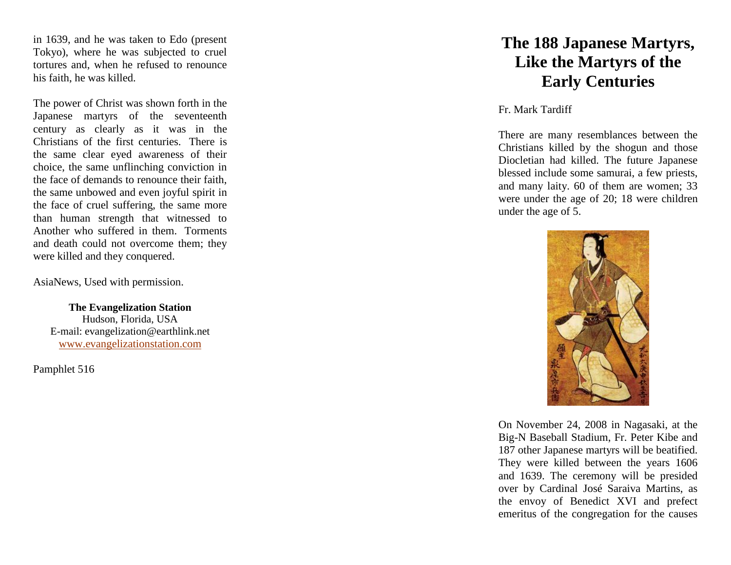in 1639, and he was taken to Edo (present Tokyo), where he was subjected to cruel tortures and, when he refused to renounce his faith, he was killed.

The power of Christ was shown forth in the Japanese martyrs of the seventeenth century as clearly as it was in the Christians of the first centuries. There is the same clear eyed awareness of their choice, the same unflinching conviction in the face of demands to renounce their faith, the same unbowed and even joyful spirit in the face of cruel suffering, the same more than human strength that witnessed to Another who suffered in them. Torments and death could not overcome them; they were killed and they conquered.

AsiaNews, Used with permission.

**The Evangelization Station**
Hudson, Florida, USA
E-mail: evangelization@earthlink.net
www.evangelizationstation.com

Pamphlet 516

# The 188 Japanese Martyrs, Like the Martyrs of the Early Centuries

Fr. Mark Tardiff

There are many resemblances between the Christians killed by the shogun and those Diocletian had killed. The future Japanese blessed include some samurai, a few priests, and many laity. 60 of them are women; 33 were under the age of 20; 18 were children under the age of 5.

On November 24, 2008 in Nagasaki, at the Big-N Baseball Stadium, Fr. Peter Kibe and 187 other Japanese martyrs will be beatified. They were killed between the years 1606 and 1639. The ceremony will be presided over by Cardinal José Saraiva Martins, as the envoy of Benedict XVI and prefect emeritus of the congregation for the causes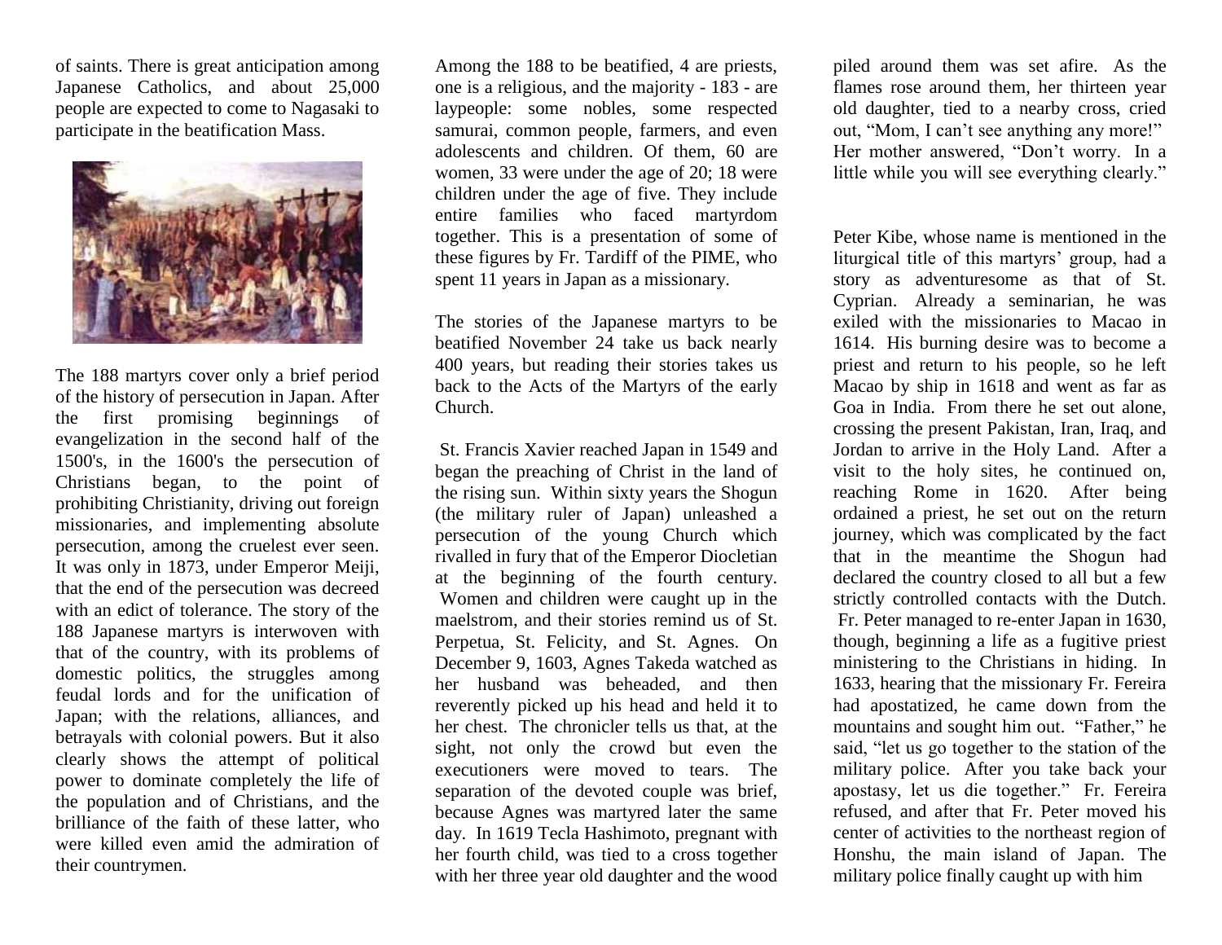of saints. There is great anticipation among Japanese Catholics, and about 25,000 people are expected to come to Nagasaki to participate in the beatification Mass.

The 188 martyrs cover only a brief period of the history of persecution in Japan. After the first promising beginnings of evangelization in the second half of the 1500's, in the 1600's the persecution of Christians began, to the point of prohibiting Christianity, driving out foreign missionaries, and implementing absolute persecution, among the cruelest ever seen. It was only in 1873, under Emperor Meiji, that the end of the persecution was decreed with an edict of tolerance. The story of the 188 Japanese martyrs is interwoven with that of the country, with its problems of domestic politics, the struggles among feudal lords and for the unification of Japan; with the relations, alliances, and betrayals with colonial powers. But it also clearly shows the attempt of political power to dominate completely the life of the population and of Christians, and the brilliance of the faith of these latter, who were killed even amid the admiration of their countrymen.

Among the 188 to be beatified, 4 are priests, one is a religious, and the majority - 183 - are laypeople: some nobles, some respected samurai, common people, farmers, and even adolescents and children. Of them, 60 are women, 33 were under the age of 20; 18 were children under the age of five. They include entire families who faced martyrdom together. This is a presentation of some of these figures by Fr. Tardiff of the PIME, who spent 11 years in Japan as a missionary.

The stories of the Japanese martyrs to be beatified November 24 take us back nearly 400 years, but reading their stories takes us back to the Acts of the Martyrs of the early Church.

St. Francis Xavier reached Japan in 1549 and began the preaching of Christ in the land of the rising sun. Within sixty years the Shogun (the military ruler of Japan) unleashed a persecution of the young Church which rivalled in fury that of the Emperor Diocletian at the beginning of the fourth century. Women and children were caught up in the maelstrom, and their stories remind us of St. Perpetua, St. Felicity, and St. Agnes. On December 9, 1603, Agnes Takeda watched as her husband was beheaded, and then reverently picked up his head and held it to her chest. The chronicler tells us that, at the sight, not only the crowd but even the executioners were moved to tears. The separation of the devoted couple was brief, because Agnes was martyred later the same day. In 1619 Tecla Hashimoto, pregnant with her fourth child, was tied to a cross together with her three year old daughter and the wood piled around them was set afire. As the flames rose around them, her thirteen year old daughter, tied to a nearby cross, cried out, "Mom, I can't see anything any more!" Her mother answered, "Don't worry. In a little while you will see everything clearly."

Peter Kibe, whose name is mentioned in the liturgical title of this martyrs' group, had a story as adventuresome as that of St. Cyprian. Already a seminarian, he was exiled with the missionaries to Macao in 1614. His burning desire was to become a priest and return to his people, so he left Macao by ship in 1618 and went as far as Goa in India. From there he set out alone, crossing the present Pakistan, Iran, Iraq, and Jordan to arrive in the Holy Land. After a visit to the holy sites, he continued on, reaching Rome in 1620. After being ordained a priest, he set out on the return journey, which was complicated by the fact that in the meantime the Shogun had declared the country closed to all but a few strictly controlled contacts with the Dutch. Fr. Peter managed to re-enter Japan in 1630, though, beginning a life as a fugitive priest ministering to the Christians in hiding. In 1633, hearing that the missionary Fr. Fereira had apostatized, he came down from the mountains and sought him out. "Father," he said, "let us go together to the station of the military police. After you take back your apostasy, let us die together." Fr. Fereira refused, and after that Fr. Peter moved his center of activities to the northeast region of Honshu, the main island of Japan. The military police finally caught up with him